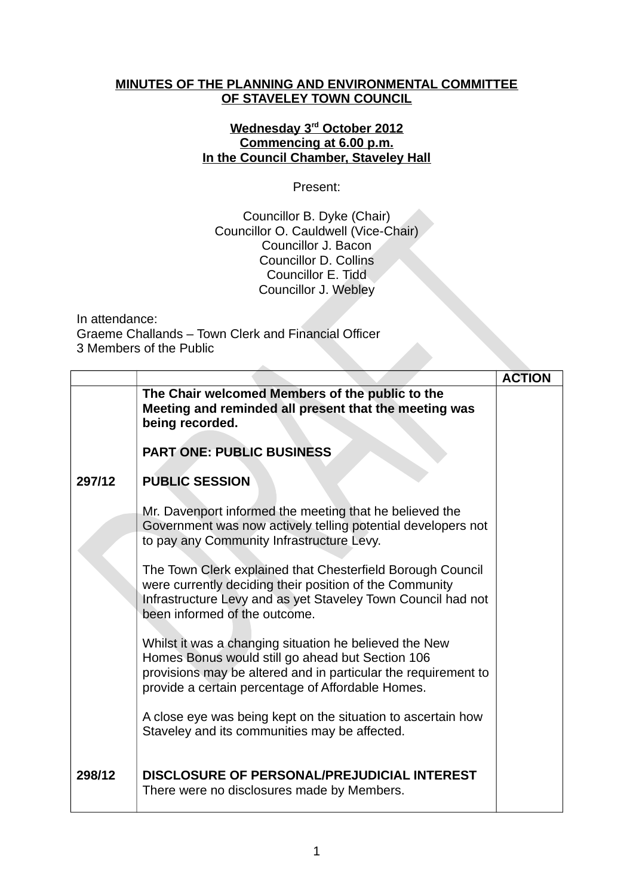**MINUTES OF THE PLANNING AND ENVIRONMENTAL COMMITTEE OF STAVELEY TOWN COUNCIL**

**Wednesday 3rd October 2012**
**Commencing at 6.00 p.m.**
**In the Council Chamber, Staveley Hall**

Present:

Councillor B. Dyke (Chair)
Councillor O. Cauldwell (Vice-Chair)
Councillor J. Bacon
Councillor D. Collins
Councillor E. Tidd
Councillor J. Webley

In attendance:
Graeme Challands – Town Clerk and Financial Officer
3 Members of the Public

| | | **ACTION** |
|---|---|---|
| | **The Chair welcomed Members of the public to the Meeting and reminded all present that the meeting was being recorded.**<br><br>**PART ONE: PUBLIC BUSINESS** | |
| 297/12 | **PUBLIC SESSION**<br><br>Mr. Davenport informed the meeting that he believed the Government was now actively telling potential developers not to pay any Community Infrastructure Levy.<br><br>The Town Clerk explained that Chesterfield Borough Council were currently deciding their position of the Community Infrastructure Levy and as yet Staveley Town Council had not been informed of the outcome.<br><br>Whilst it was a changing situation he believed the New Homes Bonus would still go ahead but Section 106 provisions may be altered and in particular the requirement to provide a certain percentage of Affordable Homes.<br><br>A close eye was being kept on the situation to ascertain how Staveley and its communities may be affected. | |
| 298/12 | **DISCLOSURE OF PERSONAL/PREJUDICIAL INTEREST**<br>There were no disclosures made by Members. | |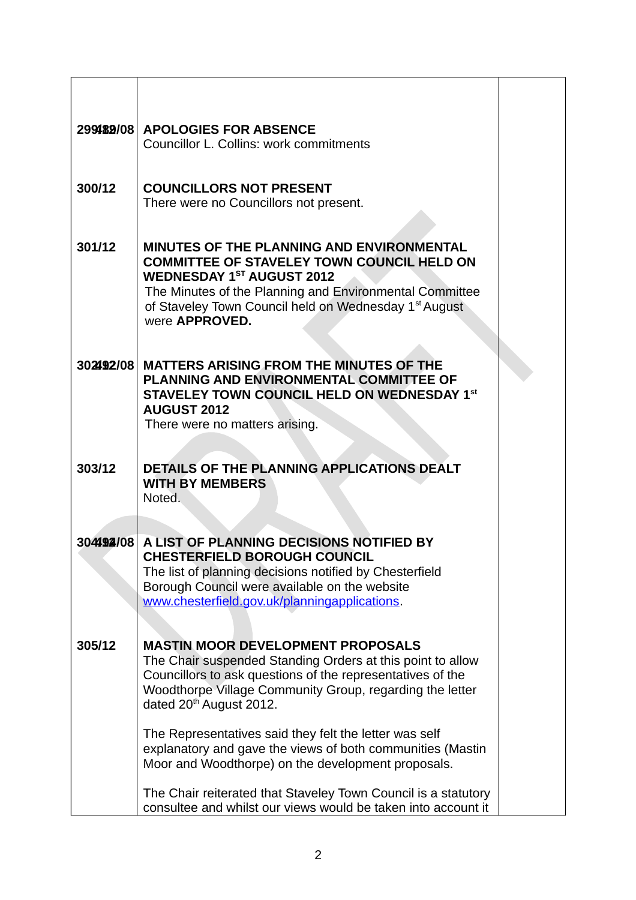| | | |
|---|---|---|
| 299/12 | **APOLOGIES FOR ABSENCE**<br>Councillor L. Collins: work commitments | |
| 300/12 | **COUNCILLORS NOT PRESENT**<br>There were no Councillors not present. | |
| 301/12 | **MINUTES OF THE PLANNING AND ENVIRONMENTAL COMMITTEE OF STAVELEY TOWN COUNCIL HELD ON WEDNESDAY 1ST AUGUST 2012**<br>The Minutes of the Planning and Environmental Committee of Staveley Town Council held on Wednesday 1st August were **APPROVED.** | |
| 302/12 | **MATTERS ARISING FROM THE MINUTES OF THE PLANNING AND ENVIRONMENTAL COMMITTEE OF STAVELEY TOWN COUNCIL HELD ON WEDNESDAY 1st AUGUST 2012**<br>There were no matters arising. | |
| 303/12 | **DETAILS OF THE PLANNING APPLICATIONS DEALT WITH BY MEMBERS**<br>Noted. | |
| 304/12 | **A LIST OF PLANNING DECISIONS NOTIFIED BY CHESTERFIELD BOROUGH COUNCIL**<br>The list of planning decisions notified by Chesterfield Borough Council were available on the website www.chesterfield.gov.uk/planningapplications. | |
| 305/12 | **MASTIN MOOR DEVELOPMENT PROPOSALS**<br>The Chair suspended Standing Orders at this point to allow Councillors to ask questions of the representatives of the Woodthorpe Village Community Group, regarding the letter dated 20th August 2012.<br><br>The Representatives said they felt the letter was self explanatory and gave the views of both communities (Mastin Moor and Woodthorpe) on the development proposals.<br><br>The Chair reiterated that Staveley Town Council is a statutory consultee and whilst our views would be taken into account it | |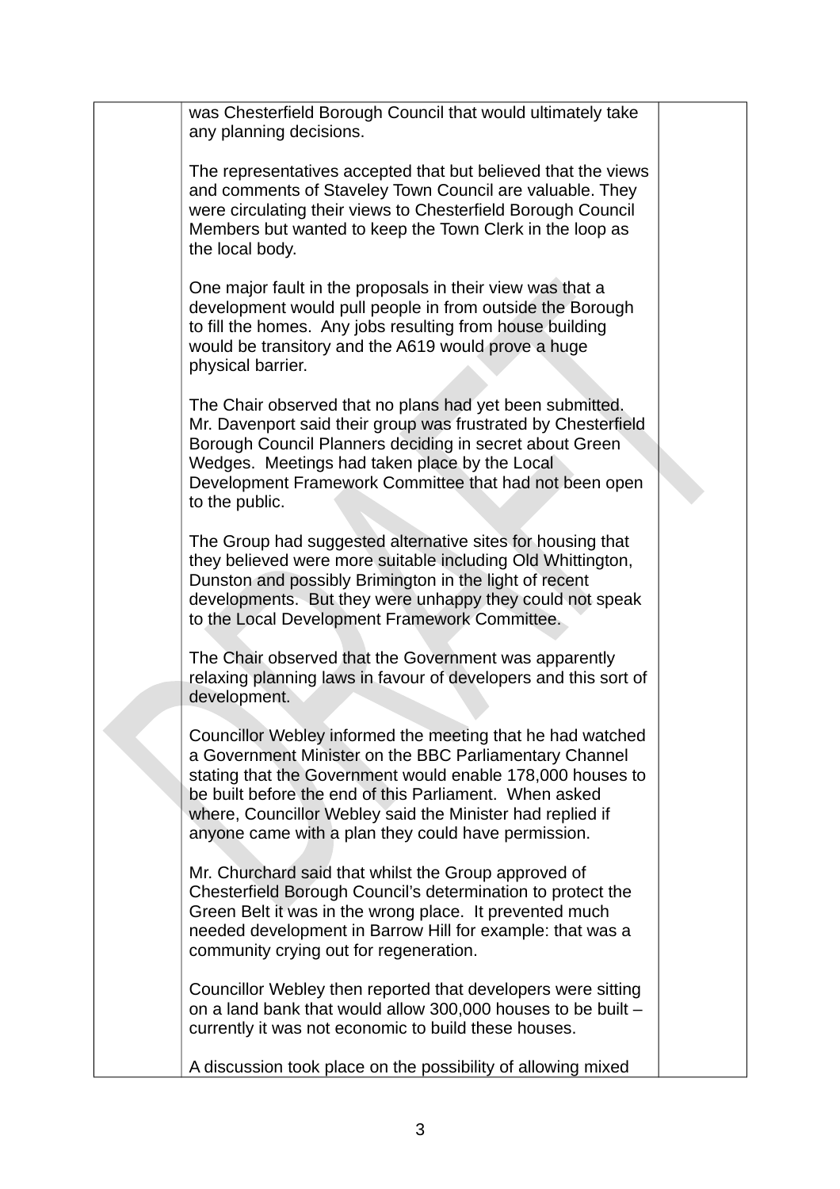| | was Chesterfield Borough Council that would ultimately take any planning decisions.<br><br>The representatives accepted that but believed that the views and comments of Staveley Town Council are valuable. They were circulating their views to Chesterfield Borough Council Members but wanted to keep the Town Clerk in the loop as the local body.<br><br>One major fault in the proposals in their view was that a development would pull people in from outside the Borough to fill the homes. Any jobs resulting from house building would be transitory and the A619 would prove a huge physical barrier.<br><br>The Chair observed that no plans had yet been submitted. Mr. Davenport said their group was frustrated by Chesterfield Borough Council Planners deciding in secret about Green Wedges. Meetings had taken place by the Local Development Framework Committee that had not been open to the public.<br><br>The Group had suggested alternative sites for housing that they believed were more suitable including Old Whittington, Dunston and possibly Brimington in the light of recent developments. But they were unhappy they could not speak to the Local Development Framework Committee.<br><br>The Chair observed that the Government was apparently relaxing planning laws in favour of developers and this sort of development.<br><br>Councillor Webley informed the meeting that he had watched a Government Minister on the BBC Parliamentary Channel stating that the Government would enable 178,000 houses to be built before the end of this Parliament. When asked where, Councillor Webley said the Minister had replied if anyone came with a plan they could have permission.<br><br>Mr. Churchard said that whilst the Group approved of Chesterfield Borough Council's determination to protect the Green Belt it was in the wrong place. It prevented much needed development in Barrow Hill for example: that was a community crying out for regeneration.<br><br>Councillor Webley then reported that developers were sitting on a land bank that would allow 300,000 houses to be built – currently it was not economic to build these houses.<br><br>A discussion took place on the possibility of allowing mixed | |
|---|---|---|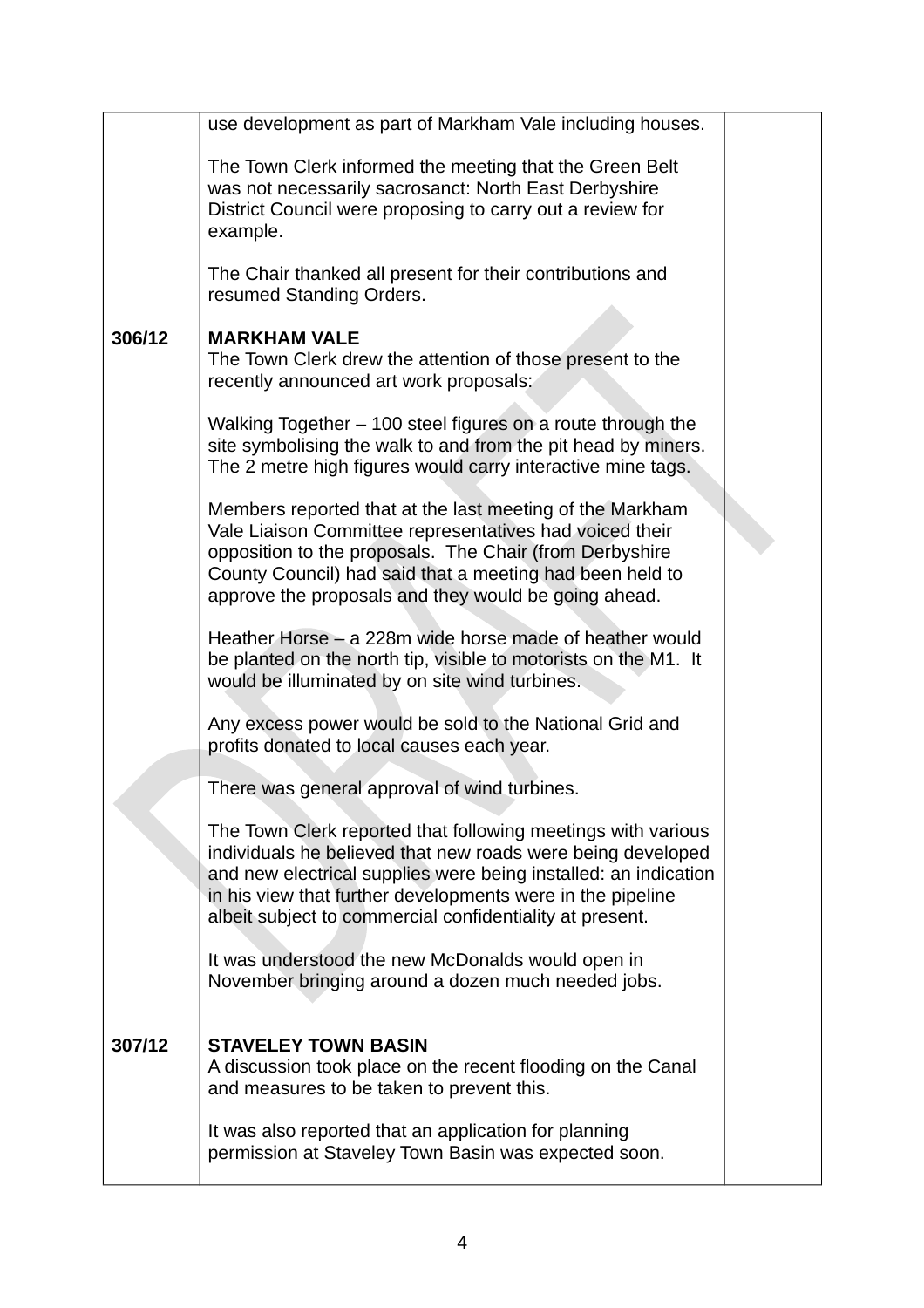| | | |
|---|---|---|
| | use development as part of Markham Vale including houses.<br><br>The Town Clerk informed the meeting that the Green Belt was not necessarily sacrosanct: North East Derbyshire District Council were proposing to carry out a review for example.<br><br>The Chair thanked all present for their contributions and resumed Standing Orders. | |
| 306/12 | **MARKHAM VALE**<br>The Town Clerk drew the attention of those present to the recently announced art work proposals:<br><br>Walking Together – 100 steel figures on a route through the site symbolising the walk to and from the pit head by miners. The 2 metre high figures would carry interactive mine tags.<br><br>Members reported that at the last meeting of the Markham Vale Liaison Committee representatives had voiced their opposition to the proposals. The Chair (from Derbyshire County Council) had said that a meeting had been held to approve the proposals and they would be going ahead.<br><br>Heather Horse – a 228m wide horse made of heather would be planted on the north tip, visible to motorists on the M1. It would be illuminated by on site wind turbines.<br><br>Any excess power would be sold to the National Grid and profits donated to local causes each year.<br><br>There was general approval of wind turbines.<br><br>The Town Clerk reported that following meetings with various individuals he believed that new roads were being developed and new electrical supplies were being installed: an indication in his view that further developments were in the pipeline albeit subject to commercial confidentiality at present.<br><br>It was understood the new McDonalds would open in November bringing around a dozen much needed jobs. | |
| 307/12 | **STAVELEY TOWN BASIN**<br>A discussion took place on the recent flooding on the Canal and measures to be taken to prevent this.<br><br>It was also reported that an application for planning permission at Staveley Town Basin was expected soon. | |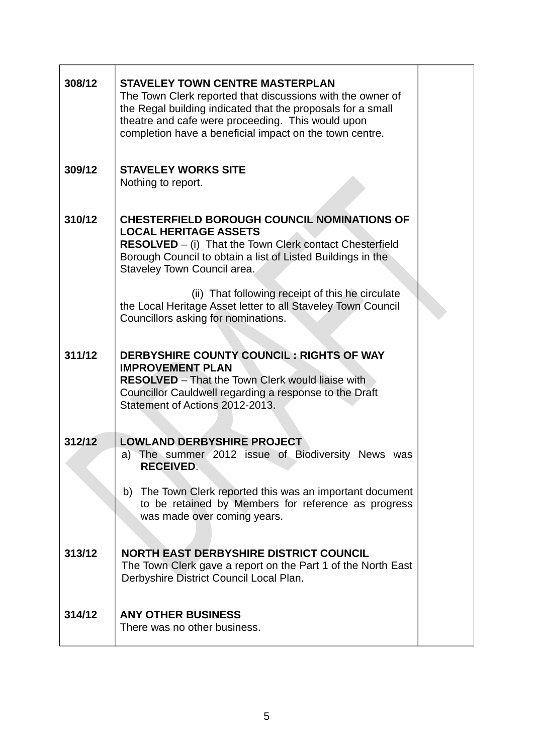| | | |
|---|---|---|
| 308/12 | **STAVELEY TOWN CENTRE MASTERPLAN**<br>The Town Clerk reported that discussions with the owner of the Regal building indicated that the proposals for a small theatre and cafe were proceeding. This would upon completion have a beneficial impact on the town centre. | |
| 309/12 | **STAVELEY WORKS SITE**<br>Nothing to report. | |
| 310/12 | **CHESTERFIELD BOROUGH COUNCIL NOMINATIONS OF LOCAL HERITAGE ASSETS**<br>**RESOLVED** – (i) That the Town Clerk contact Chesterfield Borough Council to obtain a list of Listed Buildings in the Staveley Town Council area.<br><br>(ii) That following receipt of this he circulate the Local Heritage Asset letter to all Staveley Town Council Councillors asking for nominations. | |
| 311/12 | **DERBYSHIRE COUNTY COUNCIL : RIGHTS OF WAY IMPROVEMENT PLAN**<br>**RESOLVED** – That the Town Clerk would liaise with Councillor Cauldwell regarding a response to the Draft Statement of Actions 2012-2013. | |
| 312/12 | **LOWLAND DERBYSHIRE PROJECT**<br>a) The summer 2012 issue of Biodiversity News was **RECEIVED**.<br><br>b) The Town Clerk reported this was an important document to be retained by Members for reference as progress was made over coming years. | |
| 313/12 | **NORTH EAST DERBYSHIRE DISTRICT COUNCIL**<br>The Town Clerk gave a report on the Part 1 of the North East Derbyshire District Council Local Plan. | |
| 314/12 | **ANY OTHER BUSINESS**<br>There was no other business. | |